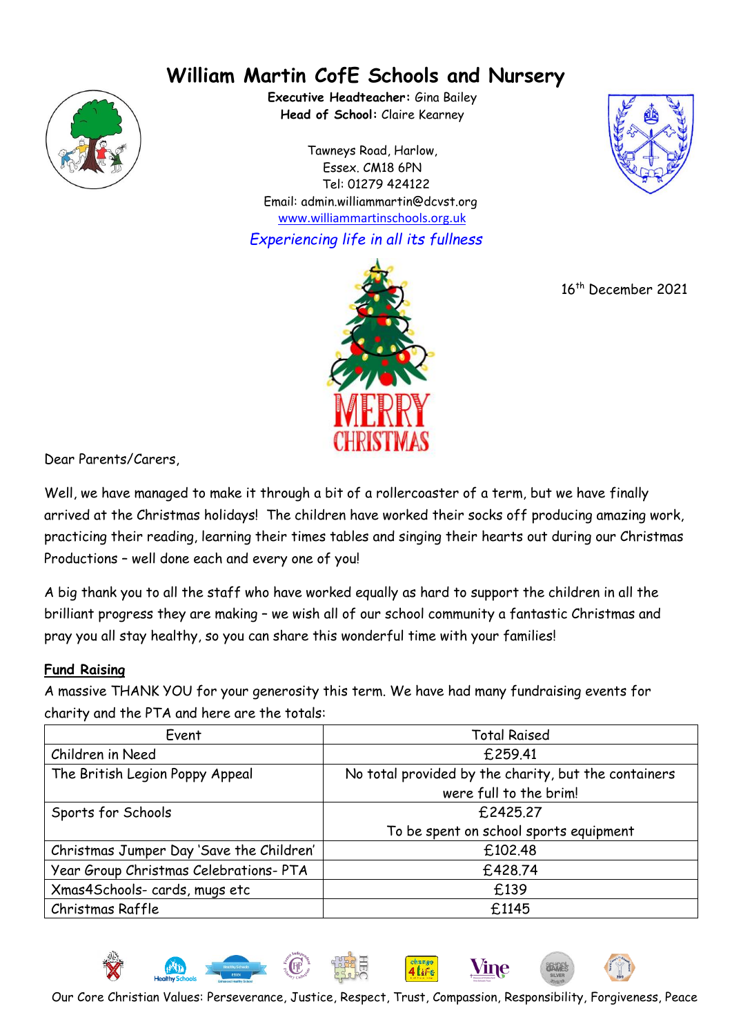# William Martin CofE Schools and Nursery

**Executive Headteacher:** Gina Bailey
**Head of School:** Claire Kearney

Tawneys Road, Harlow,
Essex. CM18 6PN
Tel: 01279 424122
Email: admin.williammartin@dcvst.org
www.williammartinschools.org.uk

*Experiencing life in all its fullness*

MERRY CHRISTMAS

16th December 2021

Dear Parents/Carers,

Well, we have managed to make it through a bit of a rollercoaster of a term, but we have finally arrived at the Christmas holidays! The children have worked their socks off producing amazing work, practicing their reading, learning their times tables and singing their hearts out during our Christmas Productions – well done each and every one of you!

A big thank you to all the staff who have worked equally as hard to support the children in all the brilliant progress they are making – we wish all of our school community a fantastic Christmas and pray you all stay healthy, so you can share this wonderful time with your families!

**Fund Raising**

A massive THANK YOU for your generosity this term. We have had many fundraising events for charity and the PTA and here are the totals:

| Event | Total Raised |
|---|---|
| Children in Need | £259.41 |
| The British Legion Poppy Appeal | No total provided by the charity, but the containers were full to the brim! |
| Sports for Schools | £2425.27<br>To be spent on school sports equipment |
| Christmas Jumper Day 'Save the Children' | £102.48 |
| Year Group Christmas Celebrations- PTA | £428.74 |
| Xmas4Schools- cards, mugs etc | £139 |
| Christmas Raffle | £1145 |

Our Core Christian Values: Perseverance, Justice, Respect, Trust, Compassion, Responsibility, Forgiveness, Peace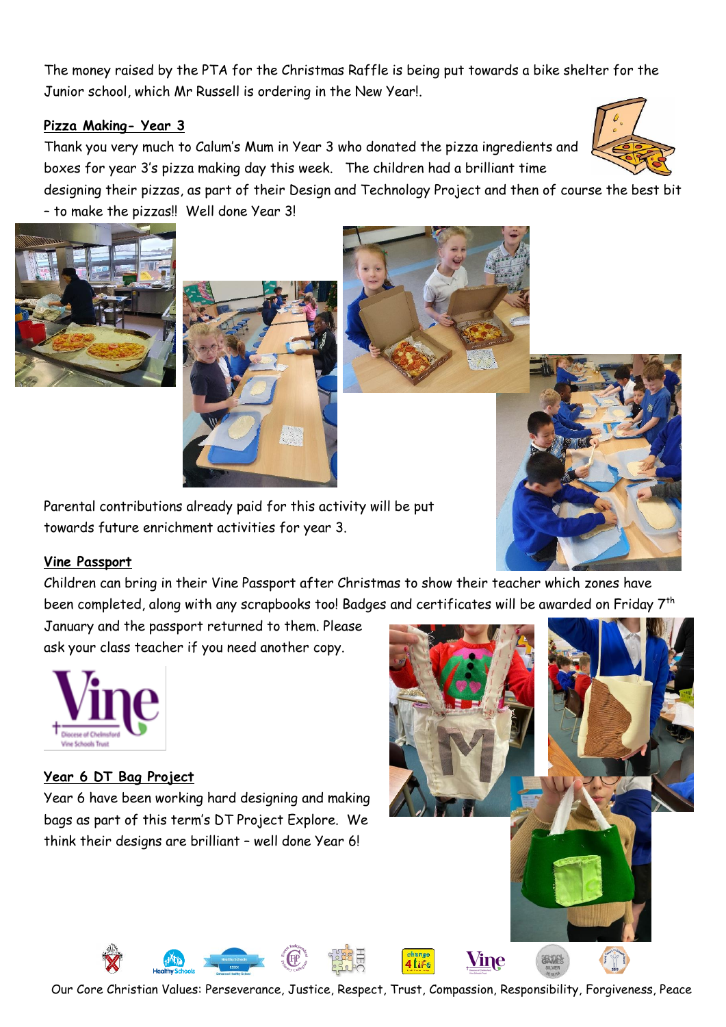The money raised by the PTA for the Christmas Raffle is being put towards a bike shelter for the Junior school, which Mr Russell is ordering in the New Year!.

**Pizza Making- Year 3**

Thank you very much to Calum's Mum in Year 3 who donated the pizza ingredients and boxes for year 3's pizza making day this week. The children had a brilliant time designing their pizzas, as part of their Design and Technology Project and then of course the best bit – to make the pizzas!! Well done Year 3!

Parental contributions already paid for this activity will be put towards future enrichment activities for year 3.

**Vine Passport**

Children can bring in their Vine Passport after Christmas to show their teacher which zones have been completed, along with any scrapbooks too! Badges and certificates will be awarded on Friday 7th January and the passport returned to them. Please ask your class teacher if you need another copy.

**Year 6 DT Bag Project**

Year 6 have been working hard designing and making bags as part of this term's DT Project Explore. We think their designs are brilliant – well done Year 6!

Our Core Christian Values: Perseverance, Justice, Respect, Trust, Compassion, Responsibility, Forgiveness, Peace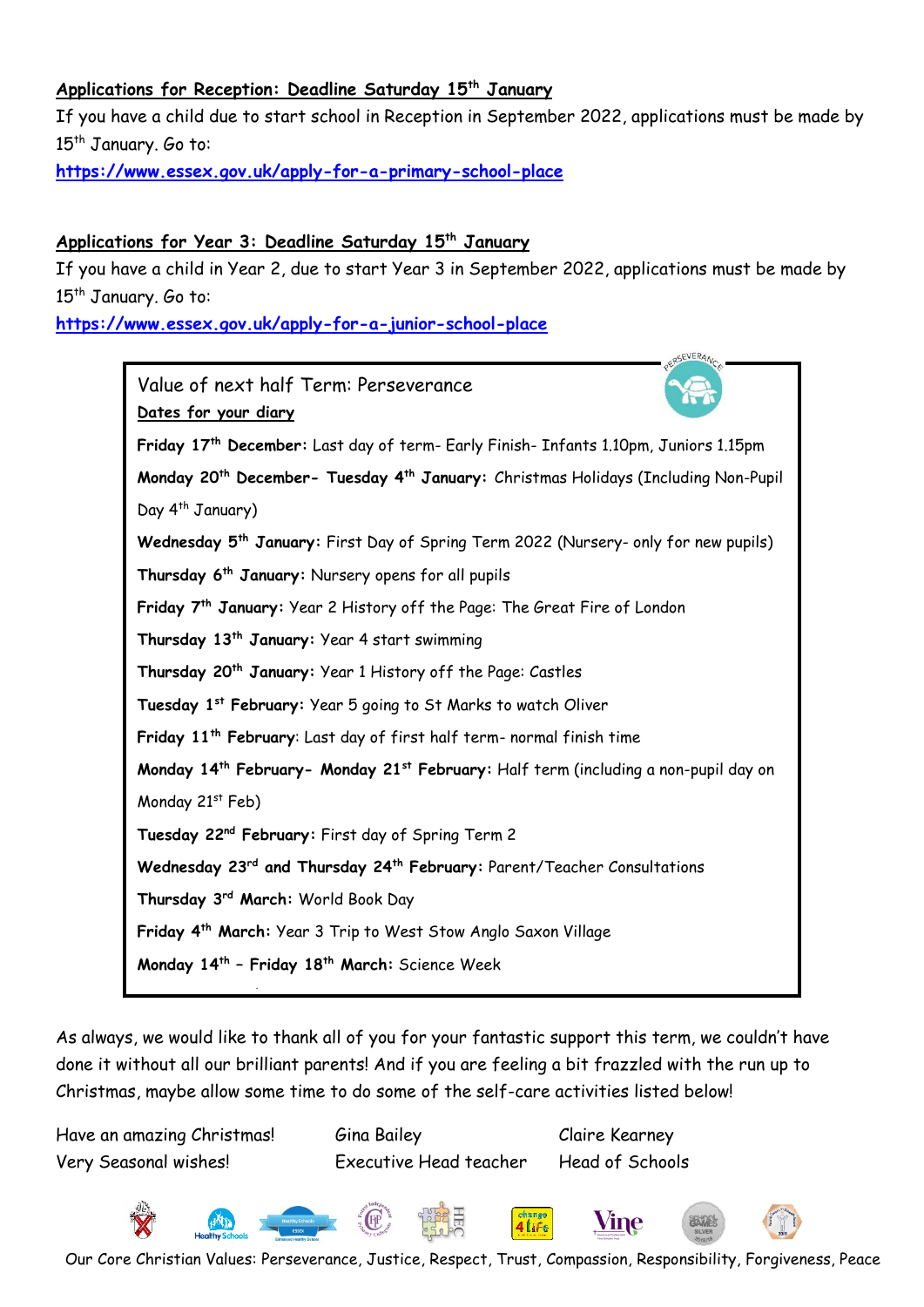**Applications for Reception: Deadline Saturday 15th January**

If you have a child due to start school in Reception in September 2022, applications must be made by 15th January. Go to:

https://www.essex.gov.uk/apply-for-a-primary-school-place

**Applications for Year 3: Deadline Saturday 15th January**

If you have a child in Year 2, due to start Year 3 in September 2022, applications must be made by 15th January. Go to:

https://www.essex.gov.uk/apply-for-a-junior-school-place

Value of next half Term: Perseverance

**Dates for your diary**

**Friday 17th December:** Last day of term- Early Finish- Infants 1.10pm, Juniors 1.15pm

**Monday 20th December- Tuesday 4th January:** Christmas Holidays (Including Non-Pupil Day 4th January)

**Wednesday 5th January:** First Day of Spring Term 2022 (Nursery- only for new pupils)

**Thursday 6th January:** Nursery opens for all pupils

**Friday 7th January:** Year 2 History off the Page: The Great Fire of London

**Thursday 13th January:** Year 4 start swimming

**Thursday 20th January:** Year 1 History off the Page: Castles

**Tuesday 1st February:** Year 5 going to St Marks to watch Oliver

**Friday 11th February**: Last day of first half term- normal finish time

**Monday 14th February- Monday 21st February:** Half term (including a non-pupil day on Monday 21st Feb)

**Tuesday 22nd February:** First day of Spring Term 2

**Wednesday 23rd and Thursday 24th February:** Parent/Teacher Consultations

**Thursday 3rd March:** World Book Day

**Friday 4th March:** Year 3 Trip to West Stow Anglo Saxon Village

**Monday 14th – Friday 18th March:** Science Week

As always, we would like to thank all of you for your fantastic support this term, we couldn't have done it without all our brilliant parents! And if you are feeling a bit frazzled with the run up to Christmas, maybe allow some time to do some of the self-care activities listed below!

Have an amazing Christmas!
Very Seasonal wishes!

Gina Bailey
Executive Head teacher

Claire Kearney
Head of Schools

Our Core Christian Values: Perseverance, Justice, Respect, Trust, Compassion, Responsibility, Forgiveness, Peace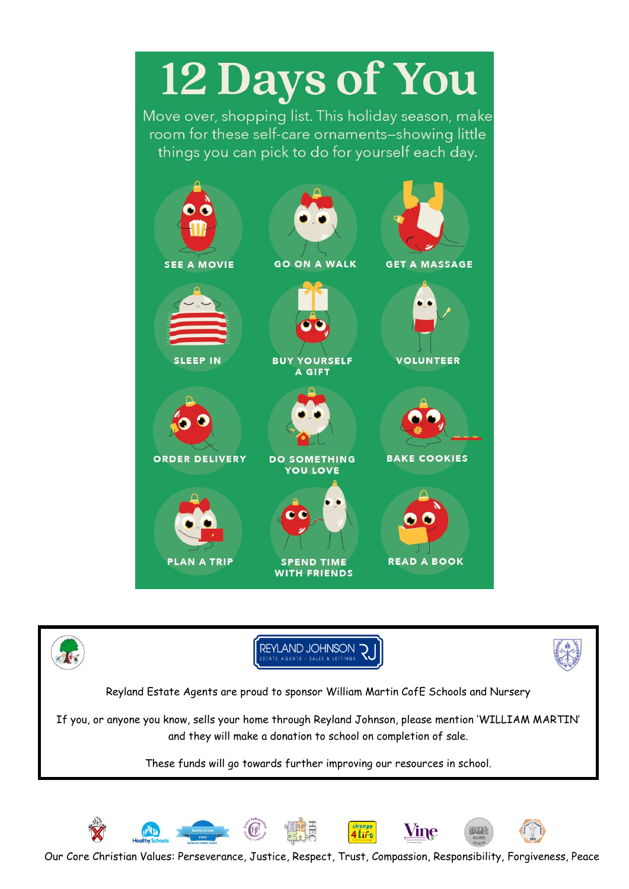# 12 Days of You

Move over, shopping list. This holiday season, make room for these self-care ornaments–showing little things you can pick to do for yourself each day.

- SEE A MOVIE
- GO ON A WALK
- GET A MASSAGE
- SLEEP IN
- BUY YOURSELF A GIFT
- VOLUNTEER
- ORDER DELIVERY
- DO SOMETHING YOU LOVE
- BAKE COOKIES
- PLAN A TRIP
- SPEND TIME WITH FRIENDS
- READ A BOOK

REYLAND JOHNSON
ESTATE AGENTS · SALES & LETTINGS

Reyland Estate Agents are proud to sponsor William Martin CofE Schools and Nursery

If you, or anyone you know, sells your home through Reyland Johnson, please mention 'WILLIAM MARTIN' and they will make a donation to school on completion of sale.

These funds will go towards further improving our resources in school.

Our Core Christian Values: Perseverance, Justice, Respect, Trust, Compassion, Responsibility, Forgiveness, Peace